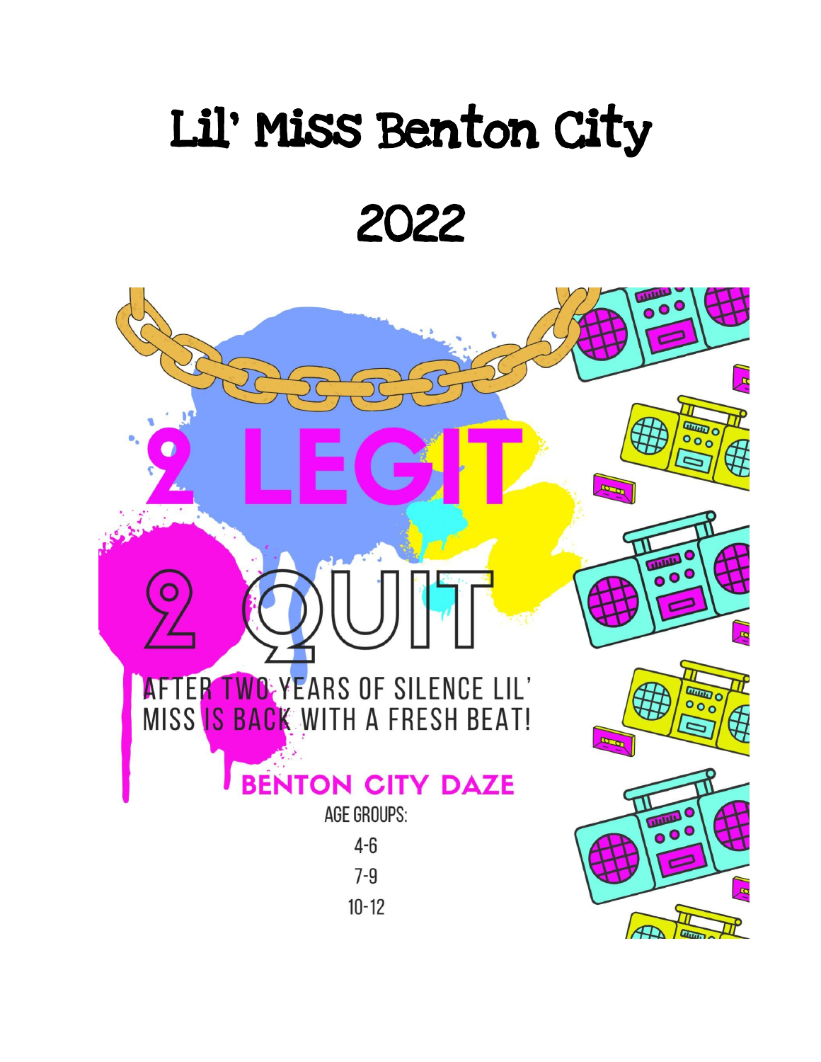# Lil' Miss Benton City

# 2022

## 2 LEGIT 2 QUIT

AFTER TWO YEARS OF SILENCE LIL' MISS IS BACK WITH A FRESH BEAT!

**BENTON CITY DAZE**

AGE GROUPS:

4-6

7-9

10-12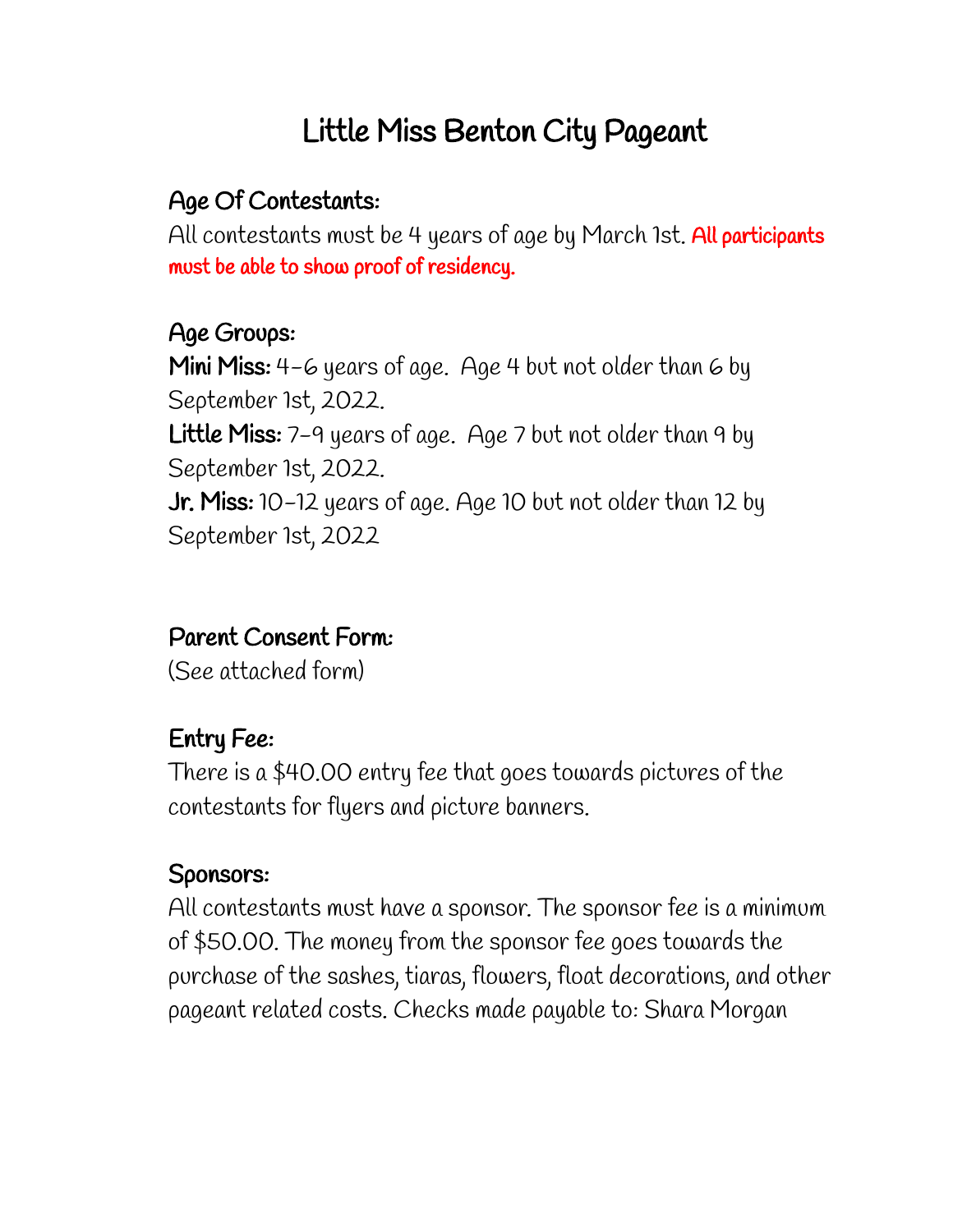# Little Miss Benton City Pageant

## Age Of Contestants:

All contestants must be 4 years of age by March 1st. **All participants must be able to show proof of residency.**

## Age Groups:

**Mini Miss:** 4-6 years of age. Age 4 but not older than 6 by September 1st, 2022.
**Little Miss:** 7-9 years of age. Age 7 but not older than 9 by September 1st, 2022.
**Jr. Miss:** 10-12 years of age. Age 10 but not older than 12 by September 1st, 2022

## Parent Consent Form:

(See attached form)

## Entry Fee:

There is a $40.00 entry fee that goes towards pictures of the contestants for flyers and picture banners.

## Sponsors:

All contestants must have a sponsor. The sponsor fee is a minimum of $50.00. The money from the sponsor fee goes towards the purchase of the sashes, tiaras, flowers, float decorations, and other pageant related costs. Checks made payable to: Shara Morgan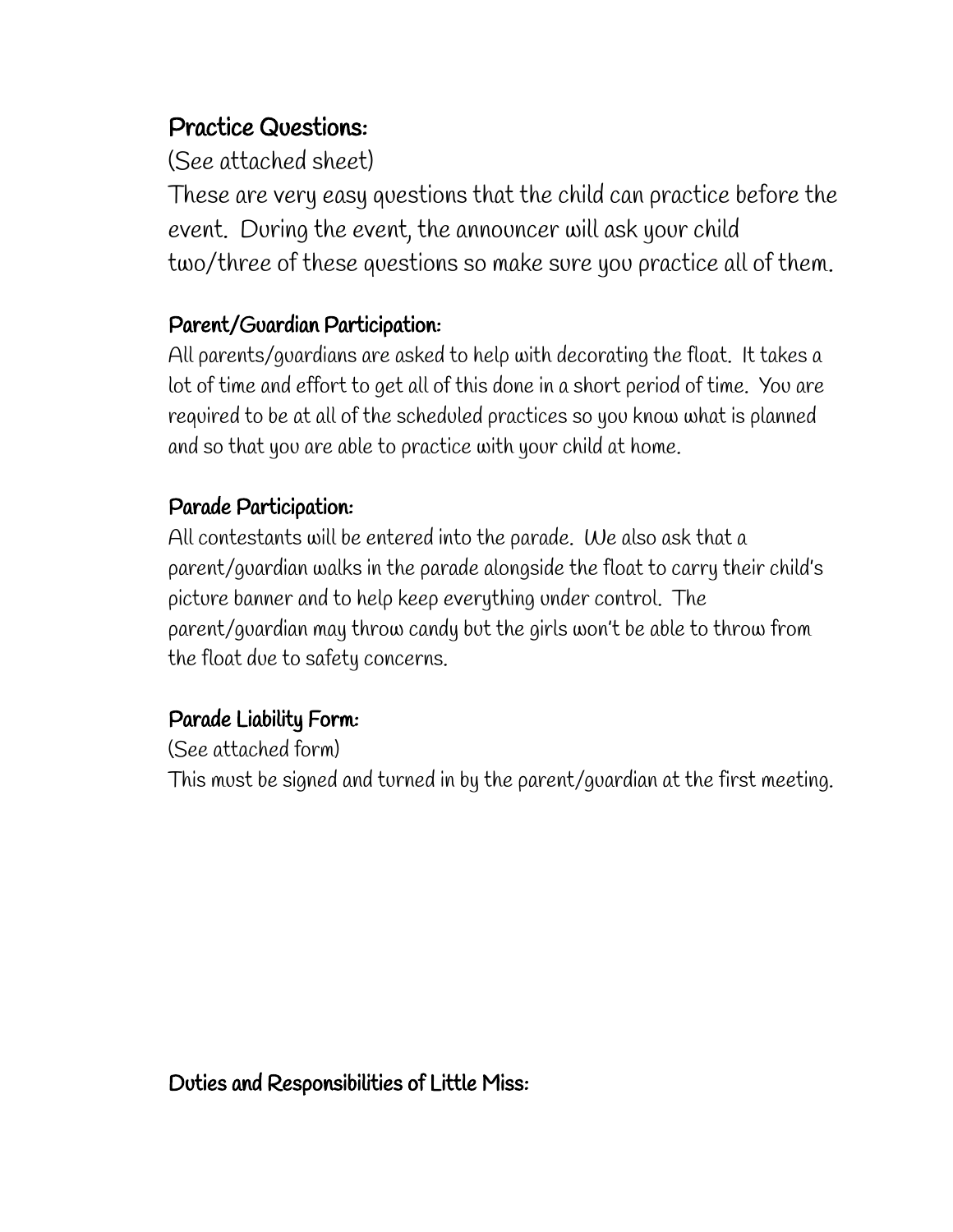## Practice Questions:

(See attached sheet)

These are very easy questions that the child can practice before the event. During the event, the announcer will ask your child two/three of these questions so make sure you practice all of them.

### Parent/Guardian Participation:

All parents/guardians are asked to help with decorating the float. It takes a lot of time and effort to get all of this done in a short period of time. You are required to be at all of the scheduled practices so you know what is planned and so that you are able to practice with your child at home.

### Parade Participation:

All contestants will be entered into the parade. We also ask that a parent/guardian walks in the parade alongside the float to carry their child's picture banner and to help keep everything under control. The parent/guardian may throw candy but the girls won't be able to throw from the float due to safety concerns.

### Parade Liability Form:

(See attached form)

This must be signed and turned in by the parent/guardian at the first meeting.

### Duties and Responsibilities of Little Miss: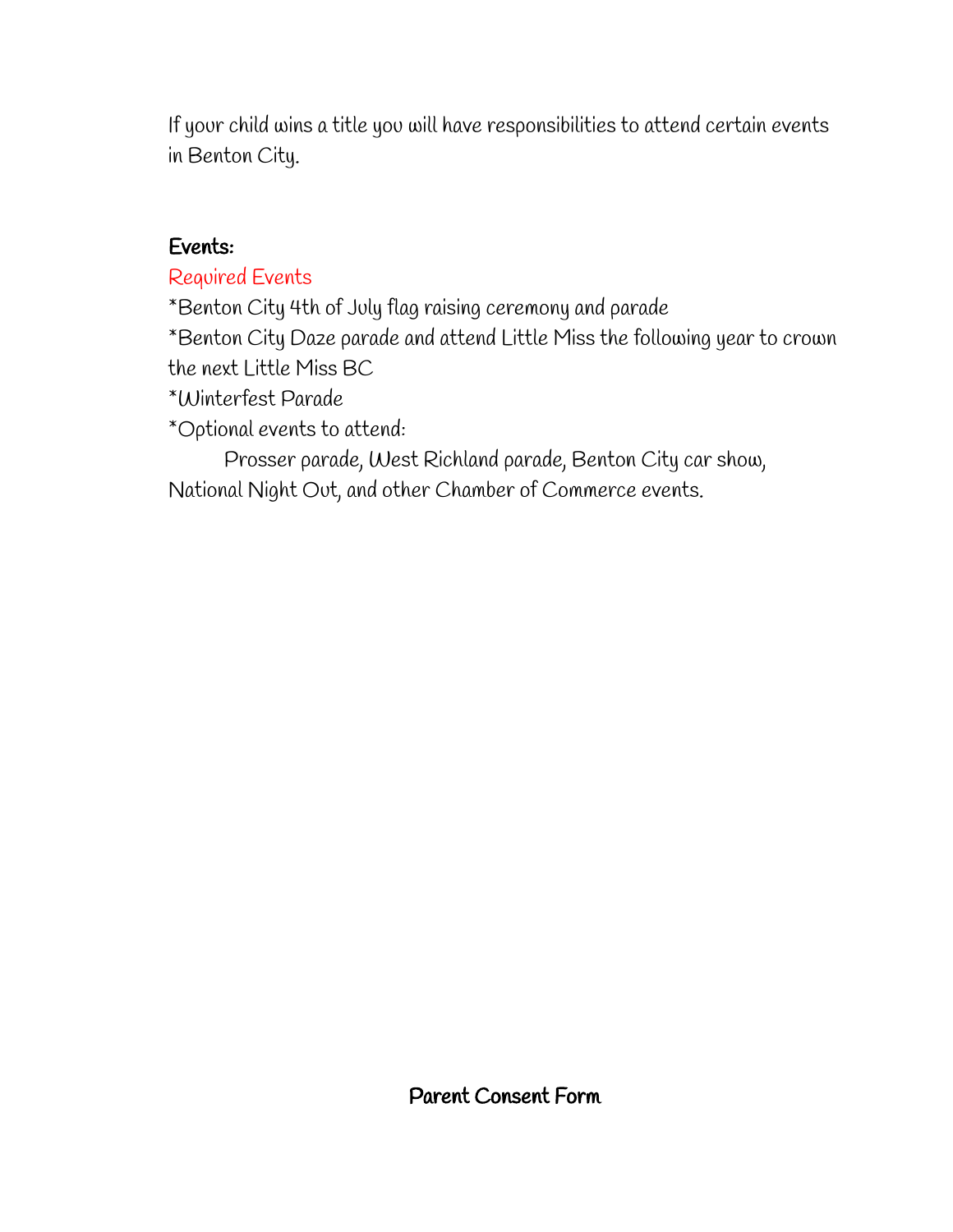If your child wins a title you will have responsibilities to attend certain events in Benton City.

**Events:**

Required Events

*Benton City 4th of July flag raising ceremony and parade

*Benton City Daze parade and attend Little Miss the following year to crown the next Little Miss BC

*Winterfest Parade

*Optional events to attend:

Prosser parade, West Richland parade, Benton City car show, National Night Out, and other Chamber of Commerce events.

## Parent Consent Form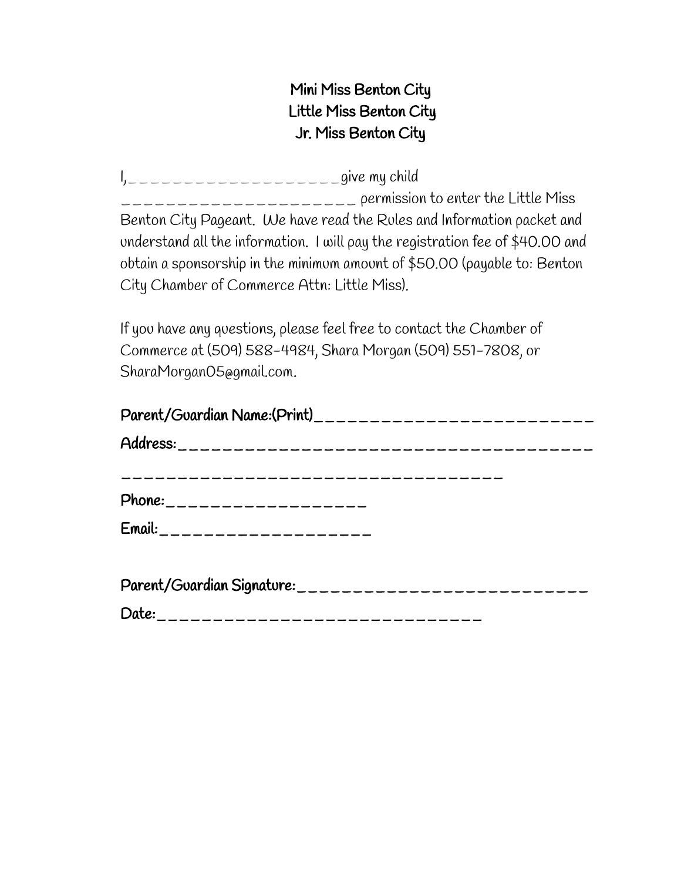**Mini Miss Benton City**
**Little Miss Benton City**
**Jr. Miss Benton City**

I,\_\_\_\_\_\_\_\_\_\_\_\_\_\_\_\_\_\_\_\_\_give my child \_\_\_\_\_\_\_\_\_\_\_\_\_\_\_\_\_\_\_\_\_\_ permission to enter the Little Miss Benton City Pageant. We have read the Rules and Information packet and understand all the information. I will pay the registration fee of $40.00 and obtain a sponsorship in the minimum amount of $50.00 (payable to: Benton City Chamber of Commerce Attn: Little Miss).

If you have any questions, please feel free to contact the Chamber of Commerce at (509) 588-4984, Shara Morgan (509) 551-7808, or SharaMorgan05@gmail.com.

**Parent/Guardian Name:(Print)**\_\_\_\_\_\_\_\_\_\_\_\_\_\_\_\_\_\_\_\_\_\_\_\_\_\_

**Address:**\_\_\_\_\_\_\_\_\_\_\_\_\_\_\_\_\_\_\_\_\_\_\_\_\_\_\_\_\_\_\_\_\_\_\_\_\_\_\_\_

\_\_\_\_\_\_\_\_\_\_\_\_\_\_\_\_\_\_\_\_\_\_\_\_\_\_\_\_\_\_\_\_\_\_\_\_\_\_

**Phone:**\_\_\_\_\_\_\_\_\_\_\_\_\_\_\_\_\_\_\_

**Email:**\_\_\_\_\_\_\_\_\_\_\_\_\_\_\_\_\_\_\_\_

**Parent/Guardian Signature:**\_\_\_\_\_\_\_\_\_\_\_\_\_\_\_\_\_\_\_\_\_\_\_\_\_\_\_\_

**Date:**\_\_\_\_\_\_\_\_\_\_\_\_\_\_\_\_\_\_\_\_\_\_\_\_\_\_\_\_\_\_\_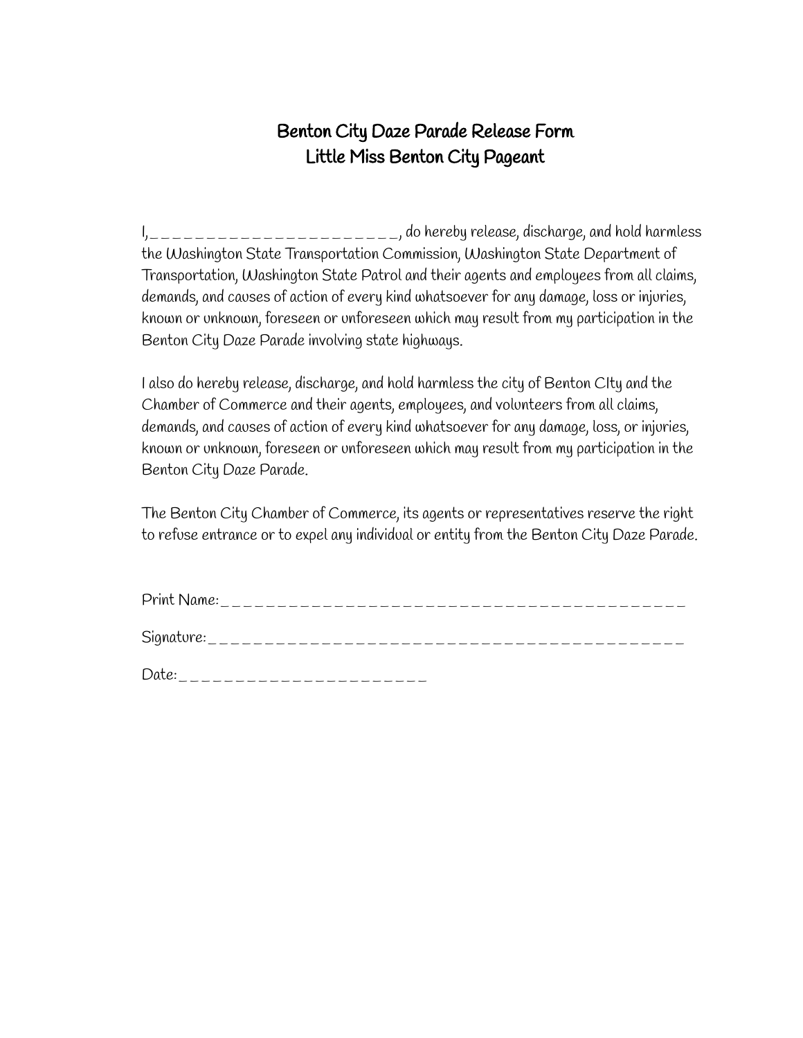# Benton City Daze Parade Release Form
## Little Miss Benton City Pageant

I,_______________________, do hereby release, discharge, and hold harmless the Washington State Transportation Commission, Washington State Department of Transportation, Washington State Patrol and their agents and employees from all claims, demands, and causes of action of every kind whatsoever for any damage, loss or injuries, known or unknown, foreseen or unforeseen which may result from my participation in the Benton City Daze Parade involving state highways.

I also do hereby release, discharge, and hold harmless the city of Benton CIty and the Chamber of Commerce and their agents, employees, and volunteers from all claims, demands, and causes of action of every kind whatsoever for any damage, loss, or injuries, known or unknown, foreseen or unforeseen which may result from my participation in the Benton City Daze Parade.

The Benton City Chamber of Commerce, its agents or representatives reserve the right to refuse entrance or to expel any individual or entity from the Benton City Daze Parade.

Print Name:_____________________________________________

Signature:_____________________________________________

Date:_______________________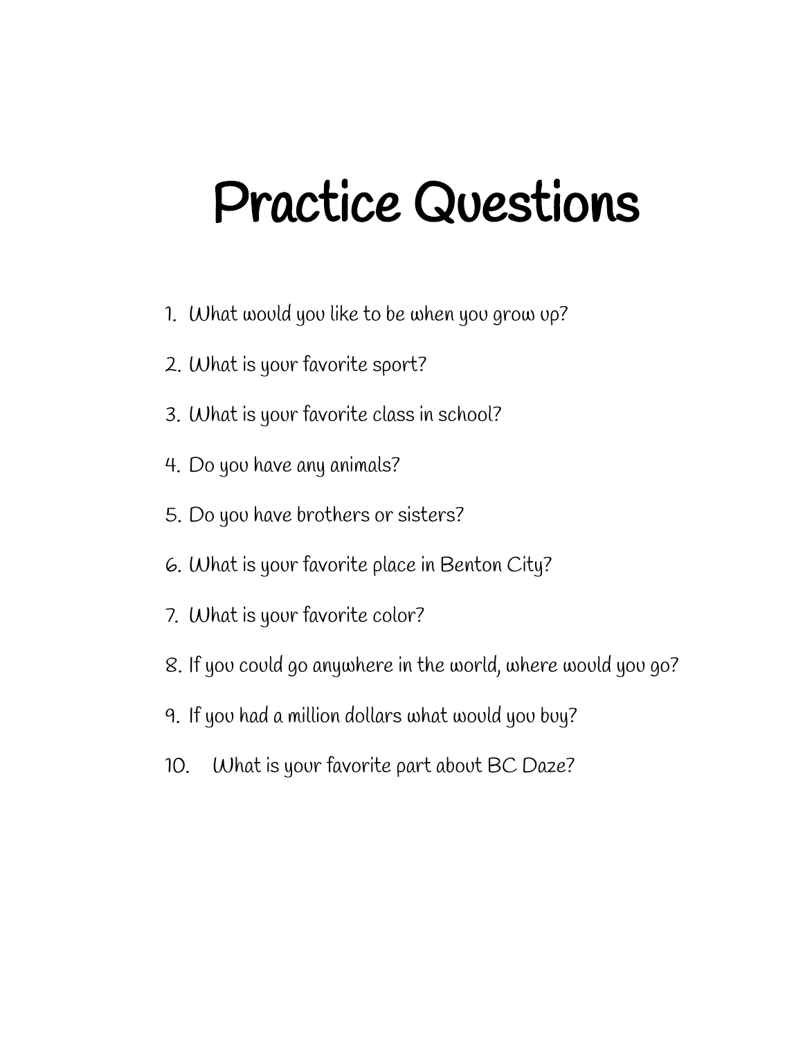# Practice Questions

1. What would you like to be when you grow up?
2. What is your favorite sport?
3. What is your favorite class in school?
4. Do you have any animals?
5. Do you have brothers or sisters?
6. What is your favorite place in Benton City?
7. What is your favorite color?
8. If you could go anywhere in the world, where would you go?
9. If you had a million dollars what would you buy?
10. What is your favorite part about BC Daze?